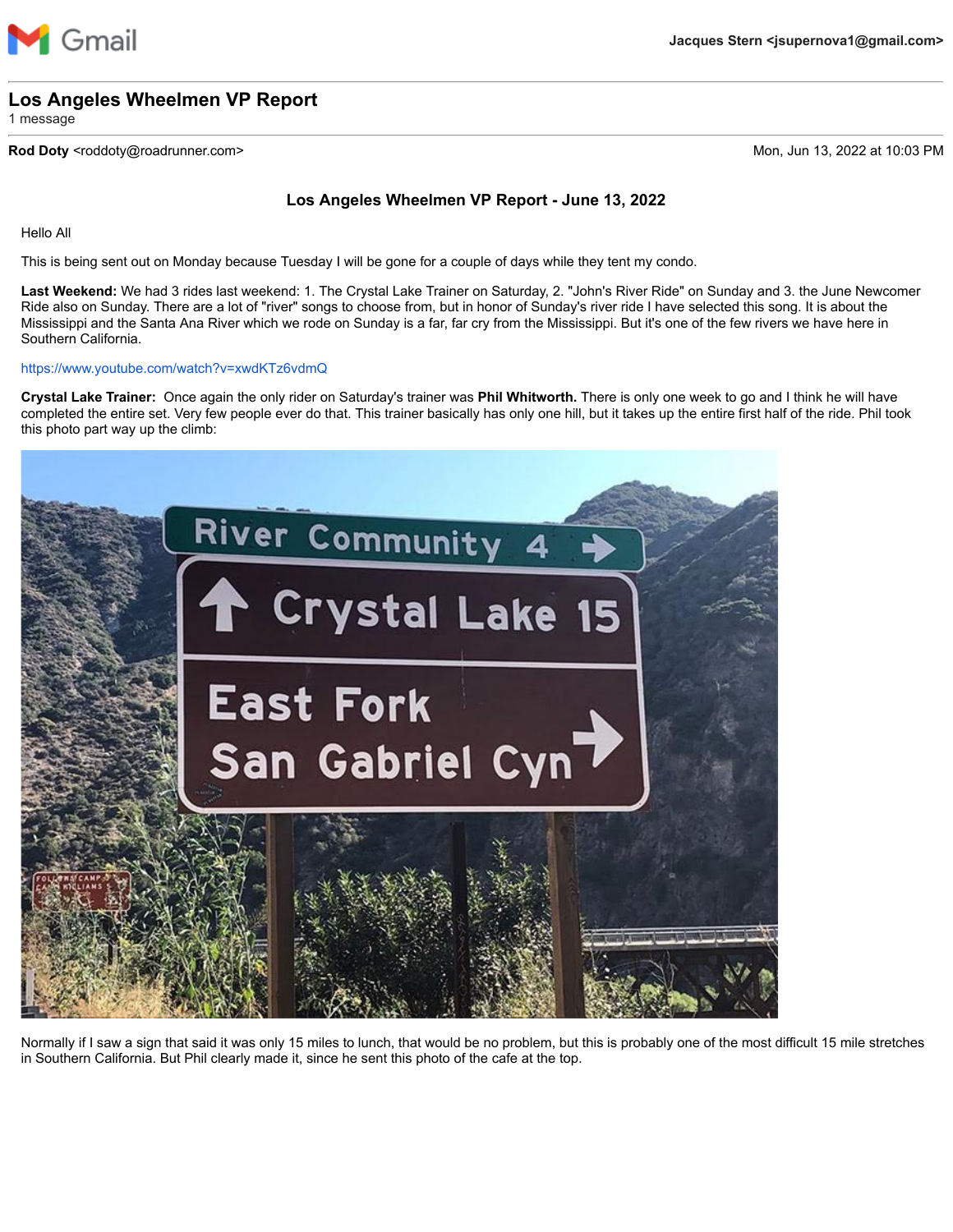Gmail — Jacques Stern <jsupernova1@gmail.com>

# Los Angeles Wheelmen VP Report

1 message

**Rod Doty** <roddoty@roadrunner.com> — Mon, Jun 13, 2022 at 10:03 PM

## Los Angeles Wheelmen VP Report - June 13, 2022

Hello All

This is being sent out on Monday because Tuesday I will be gone for a couple of days while they tent my condo.

**Last Weekend:** We had 3 rides last weekend: 1. The Crystal Lake Trainer on Saturday, 2. "John's River Ride" on Sunday and 3. the June Newcomer Ride also on Sunday. There are a lot of "river" songs to choose from, but in honor of Sunday's river ride I have selected this song. It is about the Mississippi and the Santa Ana River which we rode on Sunday is a far, far cry from the Mississippi. But it's one of the few rivers we have here in Southern California.

https://www.youtube.com/watch?v=xwdKTz6vdmQ

**Crystal Lake Trainer:** Once again the only rider on Saturday's trainer was **Phil Whitworth.** There is only one week to go and I think he will have completed the entire set. Very few people ever do that. This trainer basically has only one hill, but it takes up the entire first half of the ride. Phil took this photo part way up the climb:

Normally if I saw a sign that said it was only 15 miles to lunch, that would be no problem, but this is probably one of the most difficult 15 mile stretches in Southern California. But Phil clearly made it, since he sent this photo of the cafe at the top.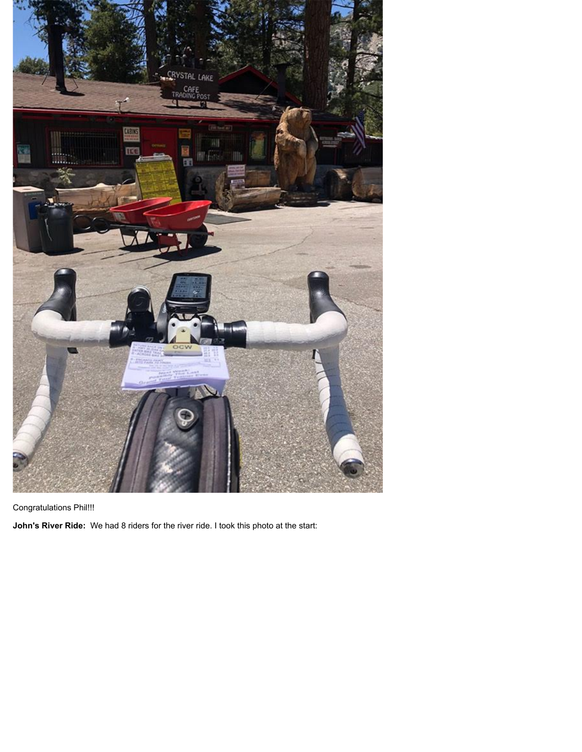Congratulations Phil!!!

**John's River Ride:** We had 8 riders for the river ride. I took this photo at the start: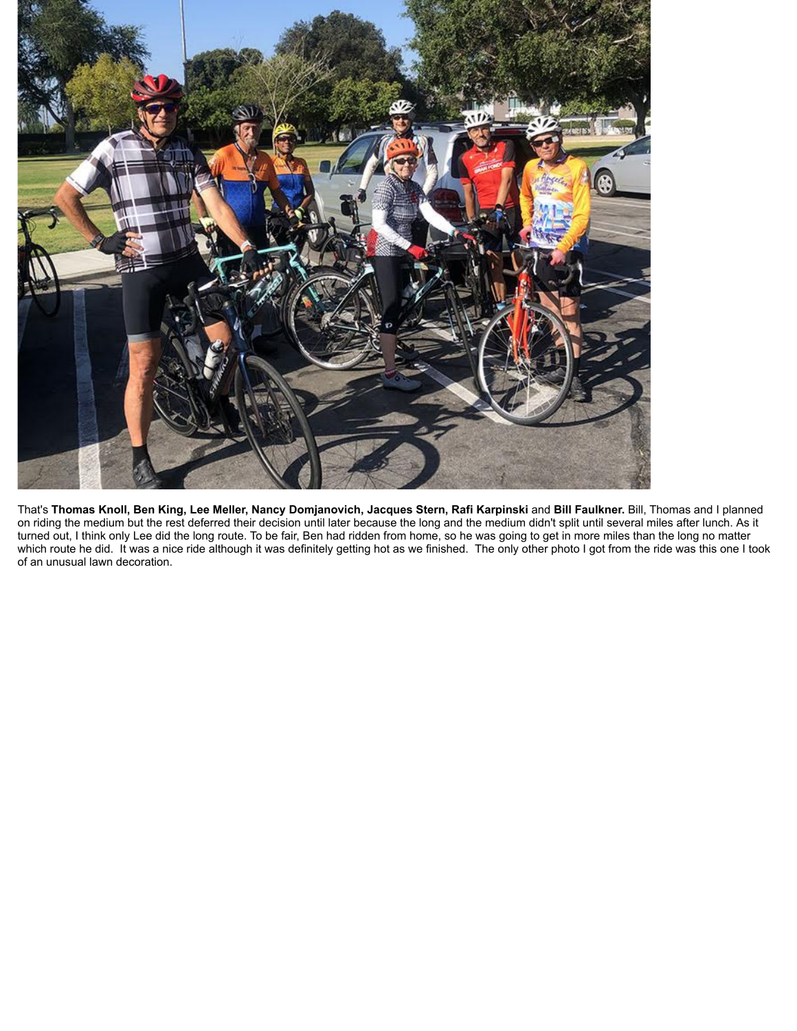That's **Thomas Knoll, Ben King, Lee Meller, Nancy Domjanovich, Jacques Stern, Rafi Karpinski** and **Bill Faulkner.** Bill, Thomas and I planned on riding the medium but the rest deferred their decision until later because the long and the medium didn't split until several miles after lunch. As it turned out, I think only Lee did the long route. To be fair, Ben had ridden from home, so he was going to get in more miles than the long no matter which route he did. It was a nice ride although it was definitely getting hot as we finished. The only other photo I got from the ride was this one I took of an unusual lawn decoration.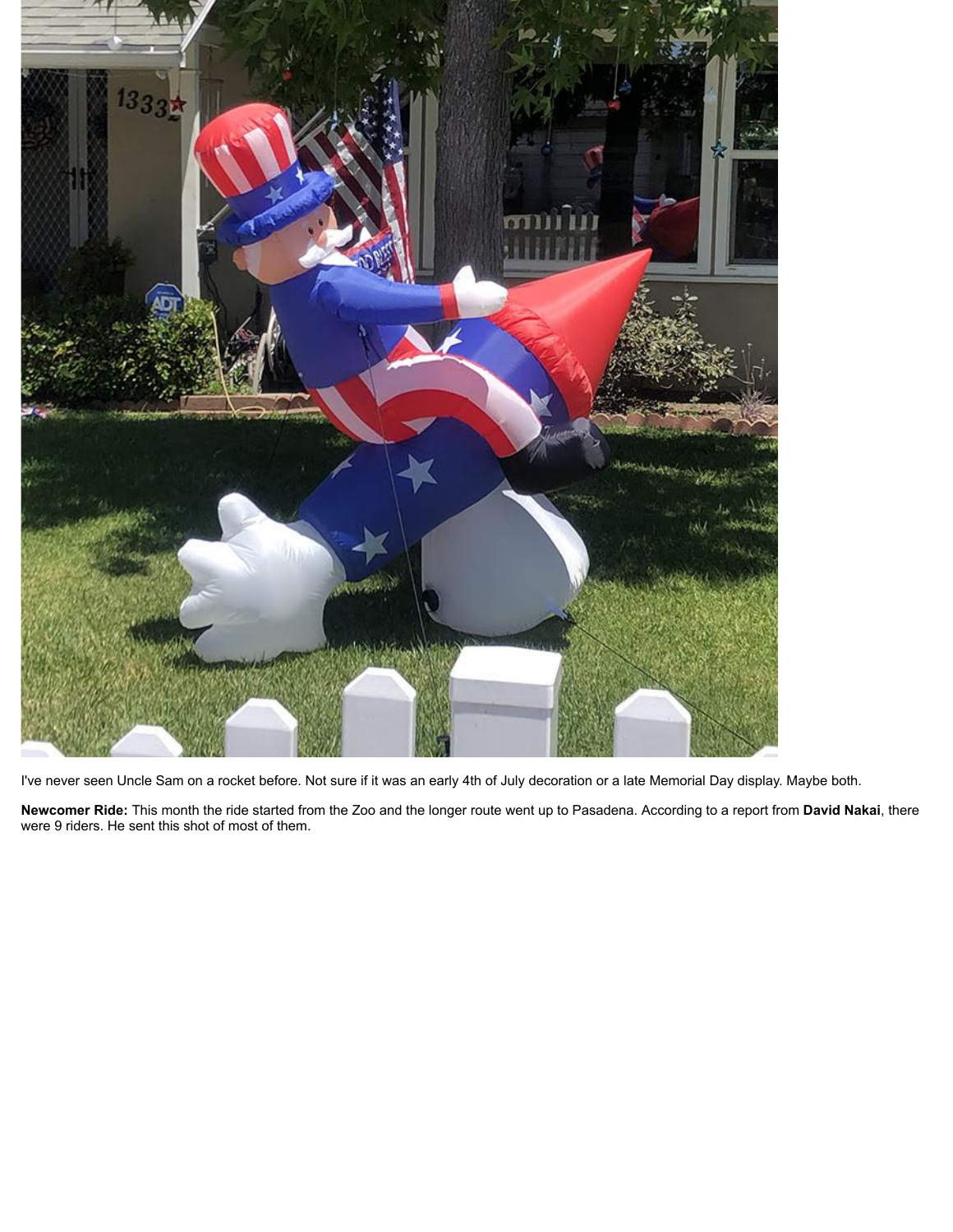I've never seen Uncle Sam on a rocket before. Not sure if it was an early 4th of July decoration or a late Memorial Day display. Maybe both.

**Newcomer Ride:** This month the ride started from the Zoo and the longer route went up to Pasadena. According to a report from **David Nakai**, there were 9 riders. He sent this shot of most of them.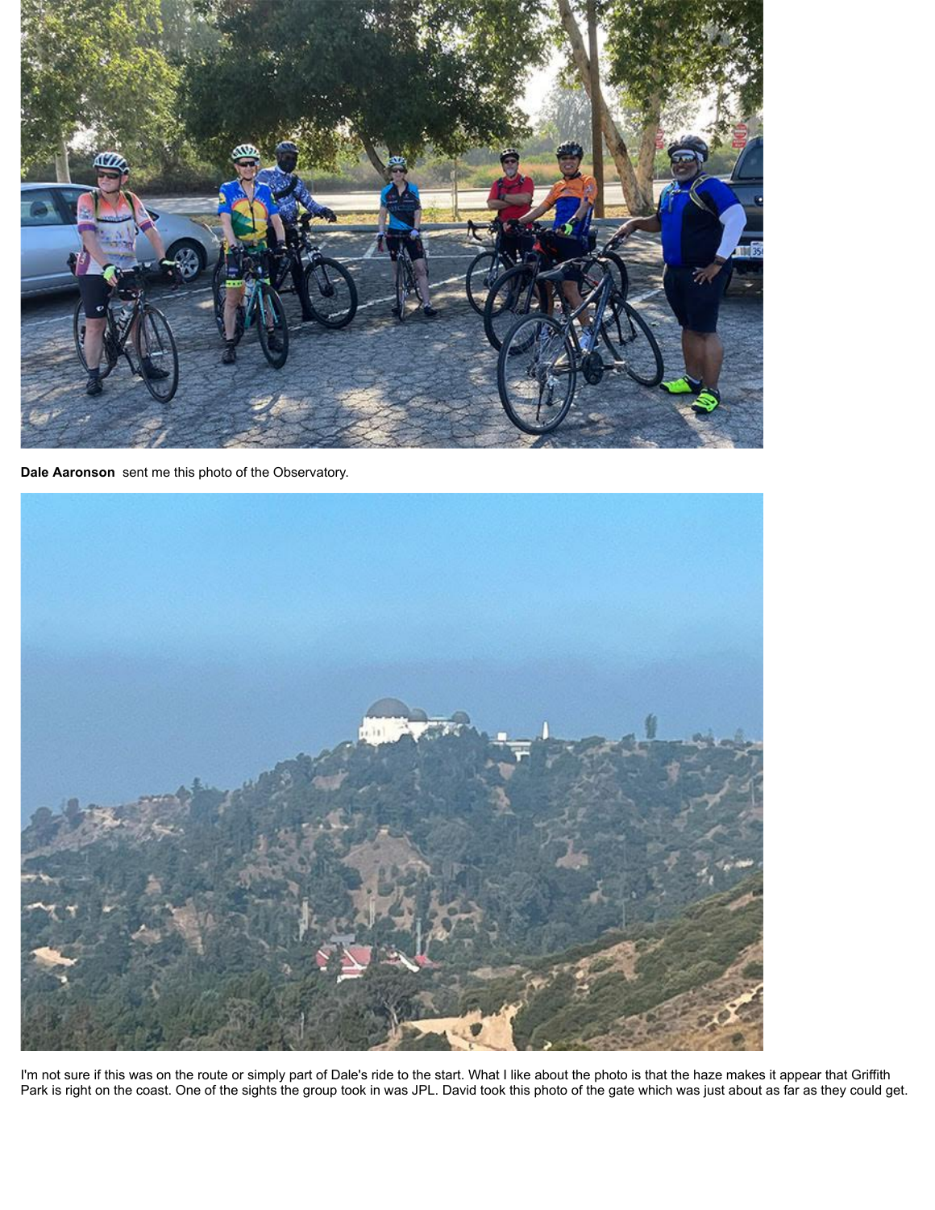**Dale Aaronson** sent me this photo of the Observatory.

I'm not sure if this was on the route or simply part of Dale's ride to the start. What I like about the photo is that the haze makes it appear that Griffith Park is right on the coast. One of the sights the group took in was JPL. David took this photo of the gate which was just about as far as they could get.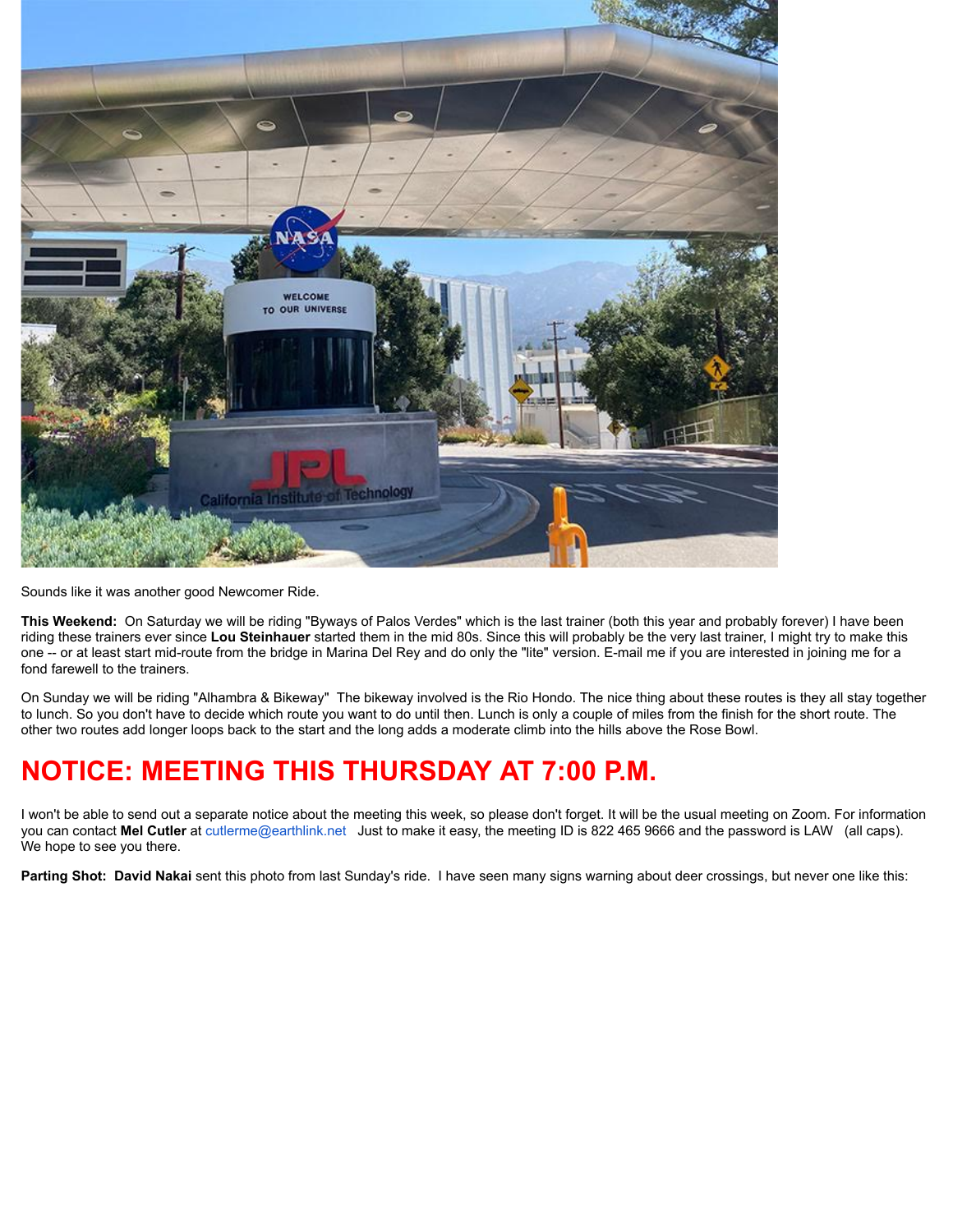Sounds like it was another good Newcomer Ride.

**This Weekend:** On Saturday we will be riding "Byways of Palos Verdes" which is the last trainer (both this year and probably forever) I have been riding these trainers ever since **Lou Steinhauer** started them in the mid 80s. Since this will probably be the very last trainer, I might try to make this one -- or at least start mid-route from the bridge in Marina Del Rey and do only the "lite" version. E-mail me if you are interested in joining me for a fond farewell to the trainers.

On Sunday we will be riding "Alhambra & Bikeway" The bikeway involved is the Rio Hondo. The nice thing about these routes is they all stay together to lunch. So you don't have to decide which route you want to do until then. Lunch is only a couple of miles from the finish for the short route. The other two routes add longer loops back to the start and the long adds a moderate climb into the hills above the Rose Bowl.

## NOTICE: MEETING THIS THURSDAY AT 7:00 P.M.

I won't be able to send out a separate notice about the meeting this week, so please don't forget. It will be the usual meeting on Zoom. For information you can contact **Mel Cutler** at cutlerme@earthlink.net Just to make it easy, the meeting ID is 822 465 9666 and the password is LAW (all caps). We hope to see you there.

**Parting Shot: David Nakai** sent this photo from last Sunday's ride. I have seen many signs warning about deer crossings, but never one like this: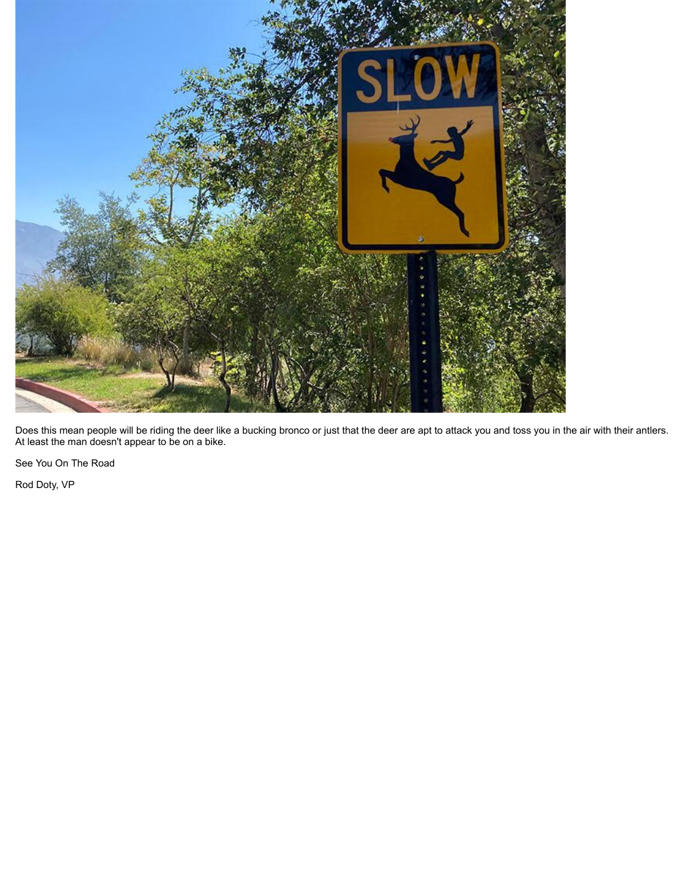Does this mean people will be riding the deer like a bucking bronco or just that the deer are apt to attack you and toss you in the air with their antlers. At least the man doesn't appear to be on a bike.

See You On The Road

Rod Doty, VP